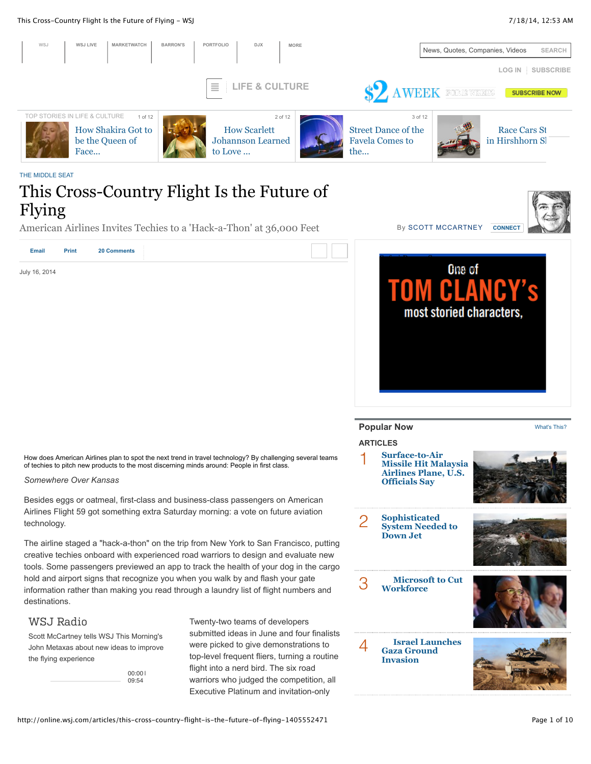THE MIDDLE SEAT

# This Cross-Country Flight Is the Future of Flying

## American Airlines Invites Techies to a 'Hack-a-Thon' at 36,000 Feet

By SCOTT MCCARTNEY

July 16, 2014

How does American Airlines plan to spot the next trend in travel technology? By challenging several teams of techies to pitch new products to the most discerning minds around: People in first class.

*Somewhere Over Kansas*

Besides eggs or oatmeal, first-class and business-class passengers on American Airlines Flight 59 got something extra Saturday morning: a vote on future aviation technology.

The airline staged a "hack-a-thon" on the trip from New York to San Francisco, putting creative techies onboard with experienced road warriors to design and evaluate new tools. Some passengers previewed an app to track the health of your dog in the cargo hold and airport signs that recognize you when you walk by and flash your gate information rather than making you read through a laundry list of flight numbers and destinations.

**WSJ Radio**

Scott McCartney tells WSJ This Morning's John Metaxas about new ideas to improve the flying experience

Twenty-two teams of developers submitted ideas in June and four finalists were picked to give demonstrations to top-level frequent fliers, turning a routine flight into a nerd bird. The six road warriors who judged the competition, all Executive Platinum and invitation-only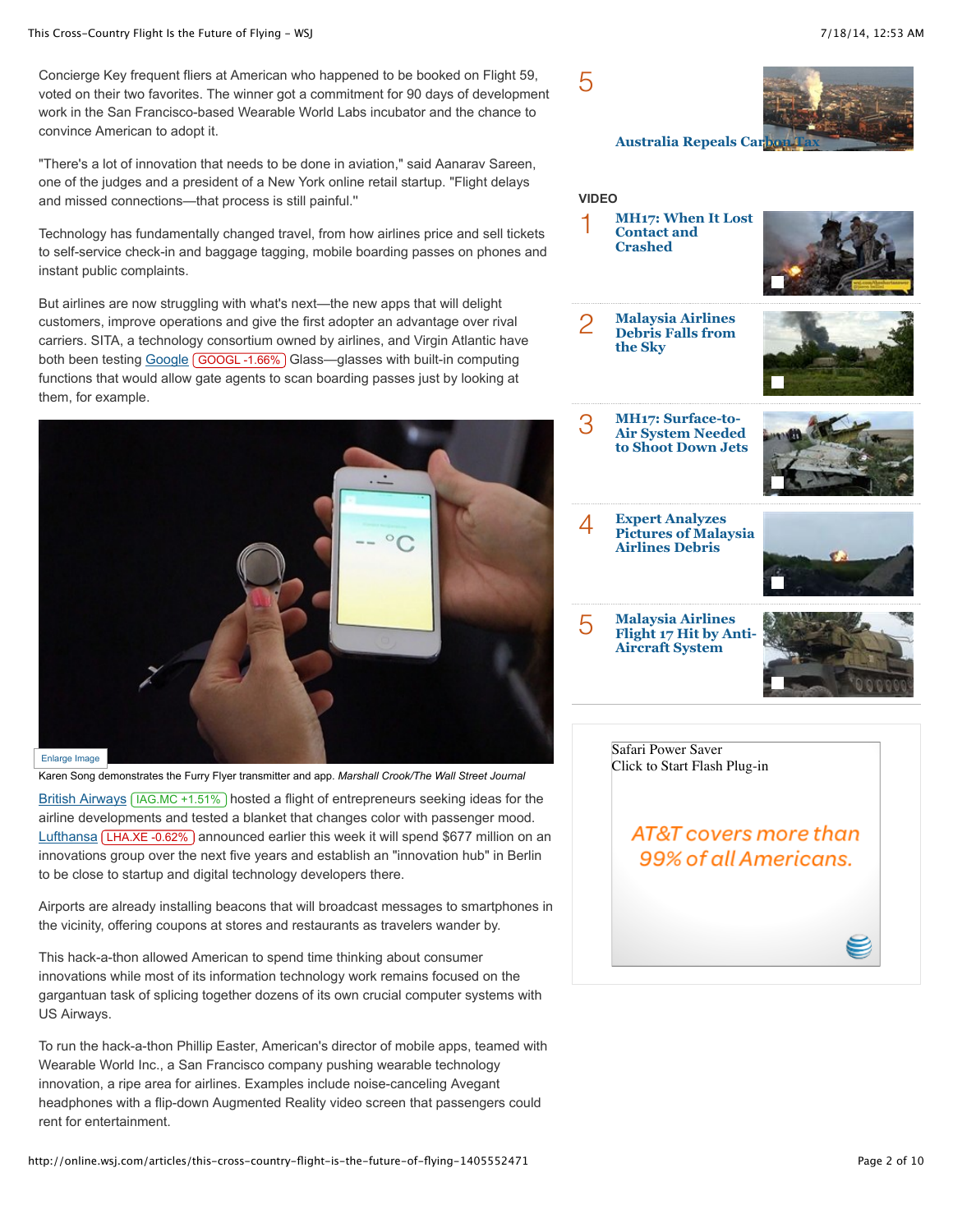Concierge Key frequent fliers at American who happened to be booked on Flight 59, voted on their two favorites. The winner got a commitment for 90 days of development work in the San Francisco-based Wearable World Labs incubator and the chance to convince American to adopt it.

"There's a lot of innovation that needs to be done in aviation," said Aanarav Sareen, one of the judges and a president of a New York online retail startup. "Flight delays and missed connections—that process is still painful."

Technology has fundamentally changed travel, from how airlines price and sell tickets to self-service check-in and baggage tagging, mobile boarding passes on phones and instant public complaints.

But airlines are now struggling with what's next—the new apps that will delight customers, improve operations and give the first adopter an advantage over rival carriers. SITA, a technology consortium owned by airlines, and Virgin Atlantic have both been testing Google (GOOGL -1.66%) Glass—glasses with built-in computing functions that would allow gate agents to scan boarding passes just by looking at them, for example.

Karen Song demonstrates the Furry Flyer transmitter and app. *Marshall Crook/The Wall Street Journal*

British Airways (IAG.MC +1.51%) hosted a flight of entrepreneurs seeking ideas for the airline developments and tested a blanket that changes color with passenger mood. Lufthansa (LHA.XE -0.62%) announced earlier this week it will spend $677 million on an innovations group over the next five years and establish an "innovation hub" in Berlin to be close to startup and digital technology developers there.

Airports are already installing beacons that will broadcast messages to smartphones in the vicinity, offering coupons at stores and restaurants as travelers wander by.

This hack-a-thon allowed American to spend time thinking about consumer innovations while most of its information technology work remains focused on the gargantuan task of splicing together dozens of its own crucial computer systems with US Airways.

To run the hack-a-thon Phillip Easter, American's director of mobile apps, teamed with Wearable World Inc., a San Francisco company pushing wearable technology innovation, a ripe area for airlines. Examples include noise-canceling Avegant headphones with a flip-down Augmented Reality video screen that passengers could rent for entertainment.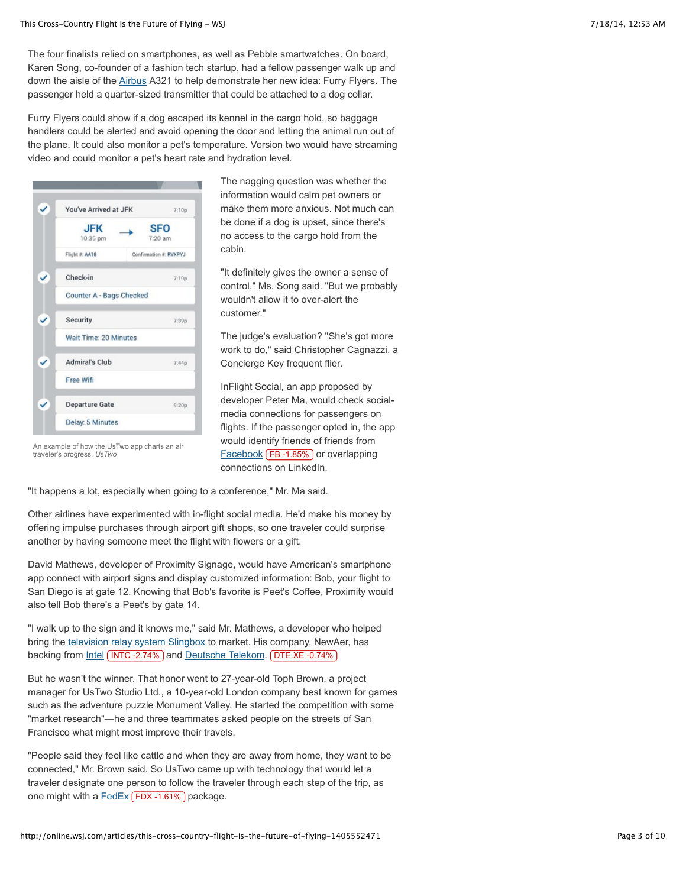The four finalists relied on smartphones, as well as Pebble smartwatches. On board, Karen Song, co-founder of a fashion tech startup, had a fellow passenger walk up and down the aisle of the Airbus A321 to help demonstrate her new idea: Furry Flyers. The passenger held a quarter-sized transmitter that could be attached to a dog collar.

Furry Flyers could show if a dog escaped its kennel in the cargo hold, so baggage handlers could be alerted and avoid opening the door and letting the animal run out of the plane. It could also monitor a pet's temperature. Version two would have streaming video and could monitor a pet's heart rate and hydration level.

An example of how the UsTwo app charts an air traveler's progress. *UsTwo*

The nagging question was whether the information would calm pet owners or make them more anxious. Not much can be done if a dog is upset, since there's no access to the cargo hold from the cabin.

"It definitely gives the owner a sense of control," Ms. Song said. "But we probably wouldn't allow it to over-alert the customer."

The judge's evaluation? "She's got more work to do," said Christopher Cagnazzi, a Concierge Key frequent flier.

InFlight Social, an app proposed by developer Peter Ma, would check social-media connections for passengers on flights. If the passenger opted in, the app would identify friends of friends from Facebook FB -1.85% or overlapping connections on LinkedIn.

"It happens a lot, especially when going to a conference," Mr. Ma said.

Other airlines have experimented with in-flight social media. He'd make his money by offering impulse purchases through airport gift shops, so one traveler could surprise another by having someone meet the flight with flowers or a gift.

David Mathews, developer of Proximity Signage, would have American's smartphone app connect with airport signs and display customized information: Bob, your flight to San Diego is at gate 12. Knowing that Bob's favorite is Peet's Coffee, Proximity would also tell Bob there's a Peet's by gate 14.

"I walk up to the sign and it knows me," said Mr. Mathews, a developer who helped bring the television relay system Slingbox to market. His company, NewAer, has backing from Intel INTC -2.74% and Deutsche Telekom. DTE.XE -0.74%

But he wasn't the winner. That honor went to 27-year-old Toph Brown, a project manager for UsTwo Studio Ltd., a 10-year-old London company best known for games such as the adventure puzzle Monument Valley. He started the competition with some "market research"—he and three teammates asked people on the streets of San Francisco what might most improve their travels.

"People said they feel like cattle and when they are away from home, they want to be connected," Mr. Brown said. So UsTwo came up with technology that would let a traveler designate one person to follow the traveler through each step of the trip, as one might with a FedEx FDX -1.61% package.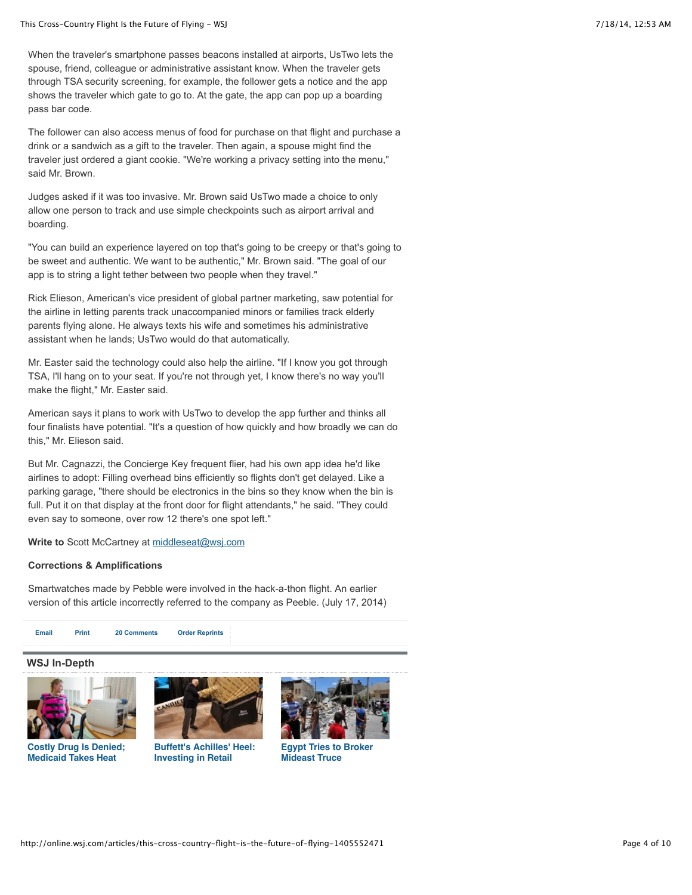When the traveler's smartphone passes beacons installed at airports, UsTwo lets the spouse, friend, colleague or administrative assistant know. When the traveler gets through TSA security screening, for example, the follower gets a notice and the app shows the traveler which gate to go to. At the gate, the app can pop up a boarding pass bar code.

The follower can also access menus of food for purchase on that flight and purchase a drink or a sandwich as a gift to the traveler. Then again, a spouse might find the traveler just ordered a giant cookie. "We're working a privacy setting into the menu," said Mr. Brown.

Judges asked if it was too invasive. Mr. Brown said UsTwo made a choice to only allow one person to track and use simple checkpoints such as airport arrival and boarding.

"You can build an experience layered on top that's going to be creepy or that's going to be sweet and authentic. We want to be authentic," Mr. Brown said. "The goal of our app is to string a light tether between two people when they travel."

Rick Elieson, American's vice president of global partner marketing, saw potential for the airline in letting parents track unaccompanied minors or families track elderly parents flying alone. He always texts his wife and sometimes his administrative assistant when he lands; UsTwo would do that automatically.

Mr. Easter said the technology could also help the airline. "If I know you got through TSA, I'll hang on to your seat. If you're not through yet, I know there's no way you'll make the flight," Mr. Easter said.

American says it plans to work with UsTwo to develop the app further and thinks all four finalists have potential. "It's a question of how quickly and how broadly we can do this," Mr. Elieson said.

But Mr. Cagnazzi, the Concierge Key frequent flier, had his own app idea he'd like airlines to adopt: Filling overhead bins efficiently so flights don't get delayed. Like a parking garage, "there should be electronics in the bins so they know when the bin is full. Put it on that display at the front door for flight attendants," he said. "They could even say to someone, over row 12 there's one spot left."

**Write to** Scott McCartney at middleseat@wsj.com

**Corrections & Amplifications**

Smartwatches made by Pebble were involved in the hack-a-thon flight. An earlier version of this article incorrectly referred to the company as Peeble. (July 17, 2014)

Email Print 20 Comments Order Reprints

## WSJ In-Depth

Costly Drug Is Denied; Medicaid Takes Heat

Buffett's Achilles' Heel: Investing in Retail

Egypt Tries to Broker Mideast Truce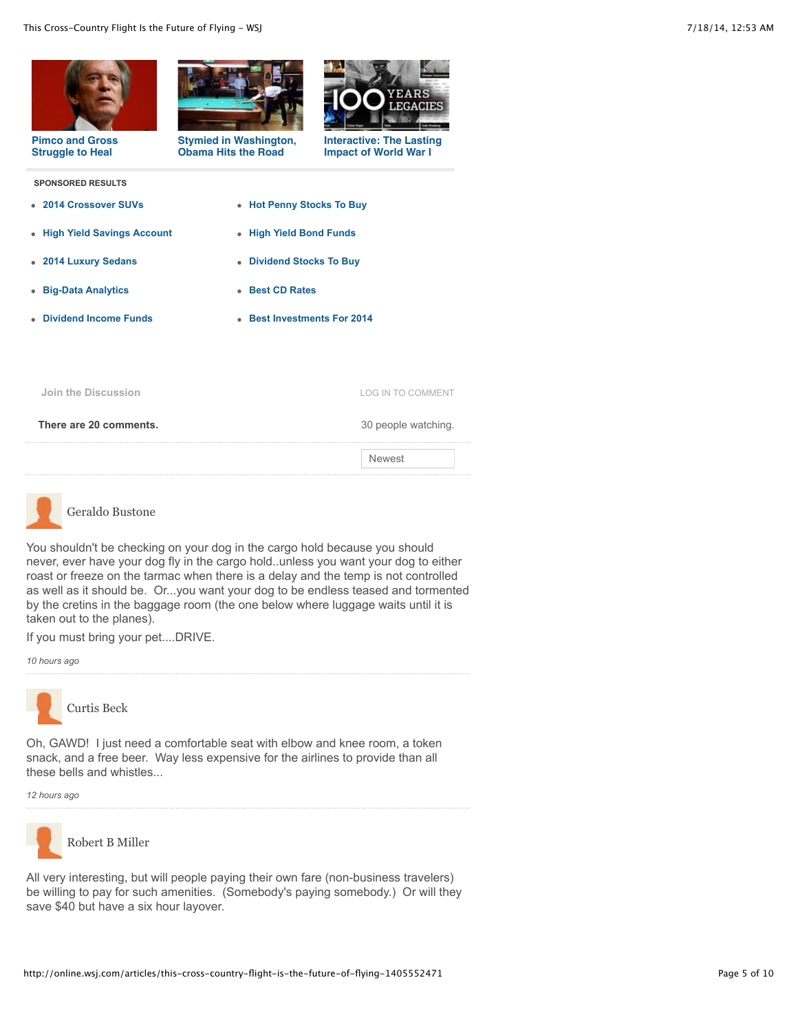Pimco and Gross Struggle to Heal

Stymied in Washington, Obama Hits the Road

Interactive: The Lasting Impact of World War I

**SPONSORED RESULTS**

- 2014 Crossover SUVs
- High Yield Savings Account
- 2014 Luxury Sedans
- Big-Data Analytics
- Dividend Income Funds
- Hot Penny Stocks To Buy
- High Yield Bond Funds
- Dividend Stocks To Buy
- Best CD Rates
- Best Investments For 2014

Join the Discussion

LOG IN TO COMMENT

**There are 20 comments.**

30 people watching.

Newest

Geraldo Bustone

You shouldn't be checking on your dog in the cargo hold because you should never, ever have your dog fly in the cargo hold..unless you want your dog to either roast or freeze on the tarmac when there is a delay and the temp is not controlled as well as it should be. Or...you want your dog to be endless teased and tormented by the cretins in the baggage room (the one below where luggage waits until it is taken out to the planes).

If you must bring your pet....DRIVE.

*10 hours ago*

Curtis Beck

Oh, GAWD! I just need a comfortable seat with elbow and knee room, a token snack, and a free beer. Way less expensive for the airlines to provide than all these bells and whistles...

*12 hours ago*

Robert B Miller

All very interesting, but will people paying their own fare (non-business travelers) be willing to pay for such amenities. (Somebody's paying somebody.) Or will they save $40 but have a six hour layover.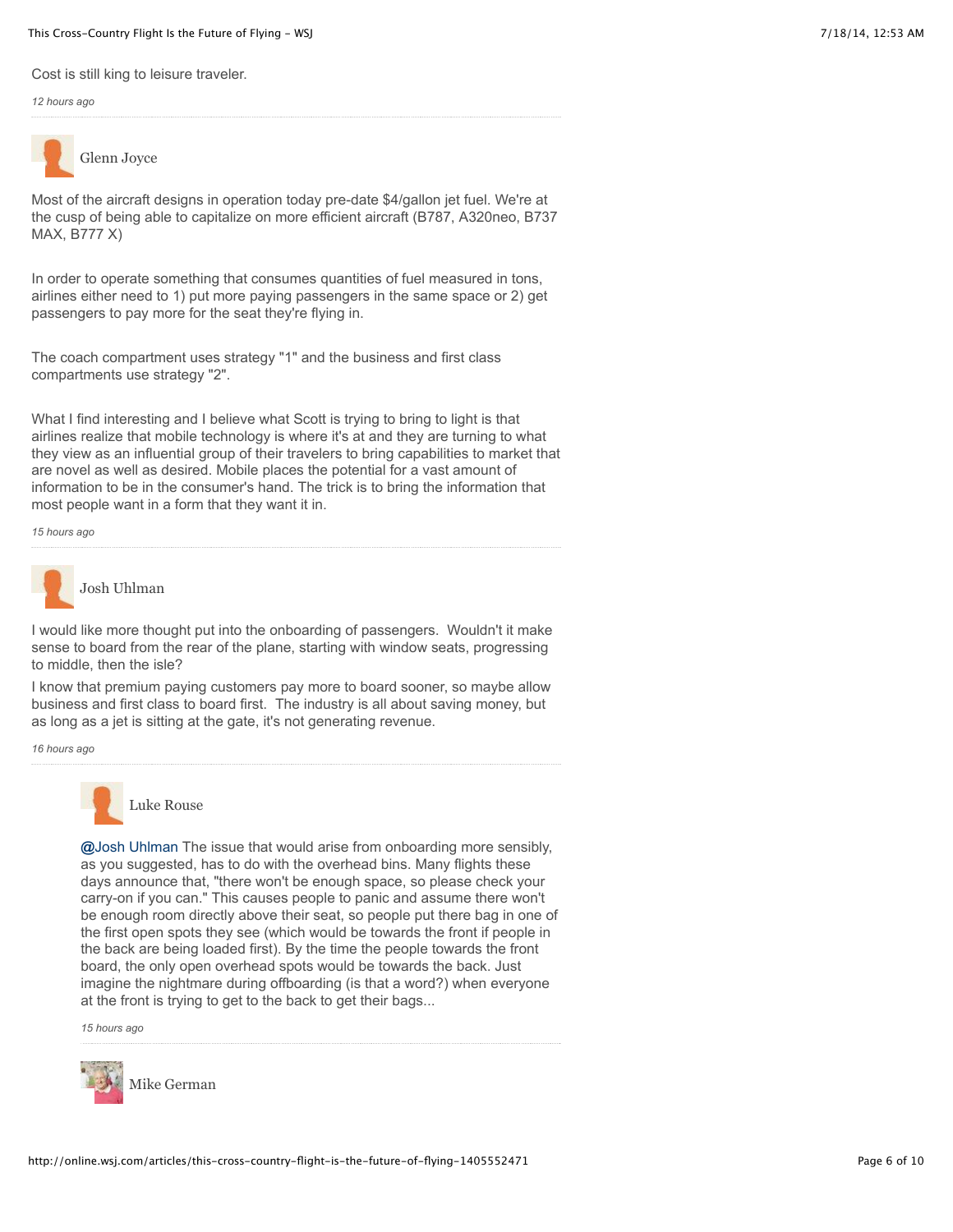Cost is still king to leisure traveler.

*12 hours ago*

---

Glenn Joyce

Most of the aircraft designs in operation today pre-date $4/gallon jet fuel. We're at the cusp of being able to capitalize on more efficient aircraft (B787, A320neo, B737 MAX, B777 X)

In order to operate something that consumes quantities of fuel measured in tons, airlines either need to 1) put more paying passengers in the same space or 2) get passengers to pay more for the seat they're flying in.

The coach compartment uses strategy "1" and the business and first class compartments use strategy "2".

What I find interesting and I believe what Scott is trying to bring to light is that airlines realize that mobile technology is where it's at and they are turning to what they view as an influential group of their travelers to bring capabilities to market that are novel as well as desired. Mobile places the potential for a vast amount of information to be in the consumer's hand. The trick is to bring the information that most people want in a form that they want it in.

*15 hours ago*

---

Josh Uhlman

I would like more thought put into the onboarding of passengers. Wouldn't it make sense to board from the rear of the plane, starting with window seats, progressing to middle, then the isle?

I know that premium paying customers pay more to board sooner, so maybe allow business and first class to board first. The industry is all about saving money, but as long as a jet is sitting at the gate, it's not generating revenue.

*16 hours ago*

---

Luke Rouse

@Josh Uhlman The issue that would arise from onboarding more sensibly, as you suggested, has to do with the overhead bins. Many flights these days announce that, "there won't be enough space, so please check your carry-on if you can." This causes people to panic and assume there won't be enough room directly above their seat, so people put there bag in one of the first open spots they see (which would be towards the front if people in the back are being loaded first). By the time the people towards the front board, the only open overhead spots would be towards the back. Just imagine the nightmare during offboarding (is that a word?) when everyone at the front is trying to get to the back to get their bags...

*15 hours ago*

---

Mike German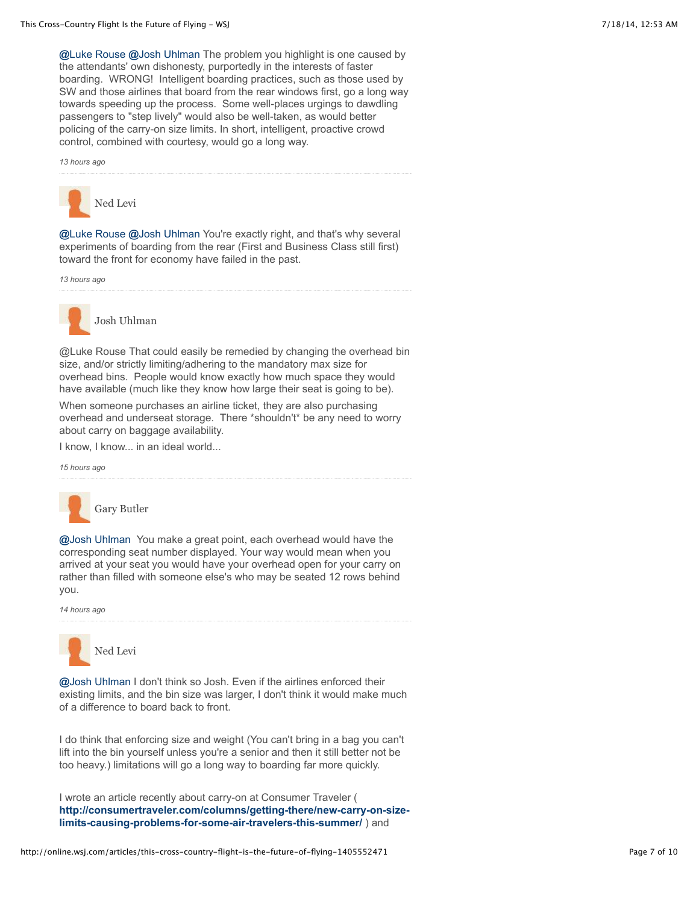@Luke Rouse @Josh Uhlman The problem you highlight is one caused by the attendants' own dishonesty, purportedly in the interests of faster boarding. WRONG! Intelligent boarding practices, such as those used by SW and those airlines that board from the rear windows first, go a long way towards speeding up the process. Some well-places urgings to dawdling passengers to "step lively" would also be well-taken, as would better policing of the carry-on size limits. In short, intelligent, proactive crowd control, combined with courtesy, would go a long way.

*13 hours ago*

---

Ned Levi

@Luke Rouse @Josh Uhlman You're exactly right, and that's why several experiments of boarding from the rear (First and Business Class still first) toward the front for economy have failed in the past.

*13 hours ago*

---

Josh Uhlman

@Luke Rouse That could easily be remedied by changing the overhead bin size, and/or strictly limiting/adhering to the mandatory max size for overhead bins. People would know exactly how much space they would have available (much like they know how large their seat is going to be).

When someone purchases an airline ticket, they are also purchasing overhead and underseat storage. There *shouldn't* be any need to worry about carry on baggage availability.

I know, I know... in an ideal world...

*15 hours ago*

---

Gary Butler

@Josh Uhlman You make a great point, each overhead would have the corresponding seat number displayed. Your way would mean when you arrived at your seat you would have your overhead open for your carry on rather than filled with someone else's who may be seated 12 rows behind you.

*14 hours ago*

---

Ned Levi

@Josh Uhlman I don't think so Josh. Even if the airlines enforced their existing limits, and the bin size was larger, I don't think it would make much of a difference to board back to front.

I do think that enforcing size and weight (You can't bring in a bag you can't lift into the bin yourself unless you're a senior and then it still better not be too heavy.) limitations will go a long way to boarding far more quickly.

I wrote an article recently about carry-on at Consumer Traveler ( **http://consumertraveler.com/columns/getting-there/new-carry-on-size-limits-causing-problems-for-some-air-travelers-this-summer/** ) and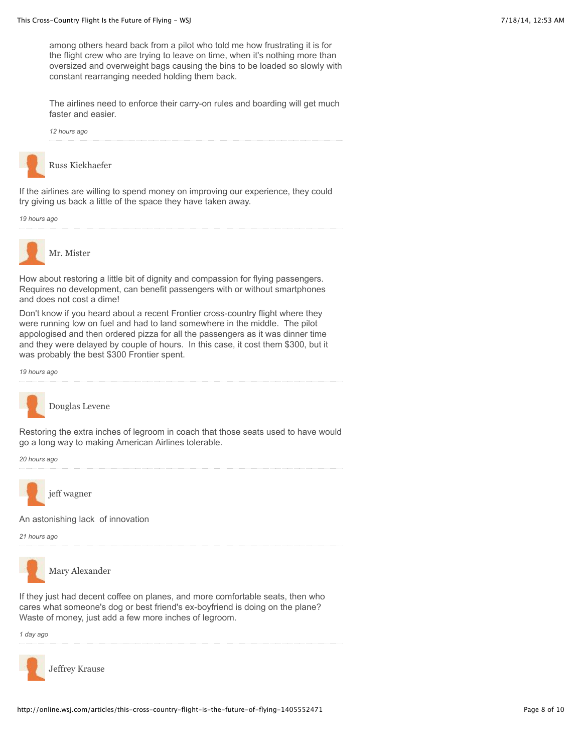among others heard back from a pilot who told me how frustrating it is for the flight crew who are trying to leave on time, when it's nothing more than oversized and overweight bags causing the bins to be loaded so slowly with constant rearranging needed holding them back.

The airlines need to enforce their carry-on rules and boarding will get much faster and easier.

*12 hours ago*

---

Russ Kiekhaefer

If the airlines are willing to spend money on improving our experience, they could try giving us back a little of the space they have taken away.

*19 hours ago*

---

Mr. Mister

How about restoring a little bit of dignity and compassion for flying passengers. Requires no development, can benefit passengers with or without smartphones and does not cost a dime!

Don't know if you heard about a recent Frontier cross-country flight where they were running low on fuel and had to land somewhere in the middle. The pilot appologised and then ordered pizza for all the passengers as it was dinner time and they were delayed by couple of hours. In this case, it cost them $300, but it was probably the best $300 Frontier spent.

*19 hours ago*

---

Douglas Levene

Restoring the extra inches of legroom in coach that those seats used to have would go a long way to making American Airlines tolerable.

*20 hours ago*

---

jeff wagner

An astonishing lack of innovation

*21 hours ago*

---

Mary Alexander

If they just had decent coffee on planes, and more comfortable seats, then who cares what someone's dog or best friend's ex-boyfriend is doing on the plane? Waste of money, just add a few more inches of legroom.

*1 day ago*

---

Jeffrey Krause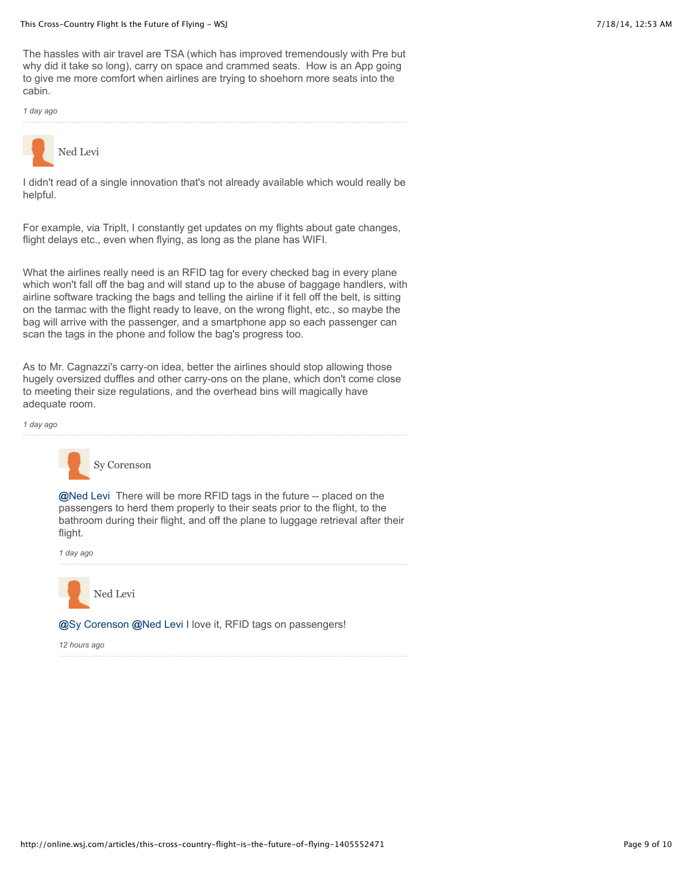The hassles with air travel are TSA (which has improved tremendously with Pre but why did it take so long), carry on space and crammed seats. How is an App going to give me more comfort when airlines are trying to shoehorn more seats into the cabin.

*1 day ago*

---

Ned Levi

I didn't read of a single innovation that's not already available which would really be helpful.

For example, via TripIt, I constantly get updates on my flights about gate changes, flight delays etc., even when flying, as long as the plane has WIFI.

What the airlines really need is an RFID tag for every checked bag in every plane which won't fall off the bag and will stand up to the abuse of baggage handlers, with airline software tracking the bags and telling the airline if it fell off the belt, is sitting on the tarmac with the flight ready to leave, on the wrong flight, etc., so maybe the bag will arrive with the passenger, and a smartphone app so each passenger can scan the tags in the phone and follow the bag's progress too.

As to Mr. Cagnazzi's carry-on idea, better the airlines should stop allowing those hugely oversized duffles and other carry-ons on the plane, which don't come close to meeting their size regulations, and the overhead bins will magically have adequate room.

*1 day ago*

---

Sy Corenson

@Ned Levi There will be more RFID tags in the future -- placed on the passengers to herd them properly to their seats prior to the flight, to the bathroom during their flight, and off the plane to luggage retrieval after their flight.

*1 day ago*

---

Ned Levi

@Sy Corenson @Ned Levi I love it, RFID tags on passengers!

*12 hours ago*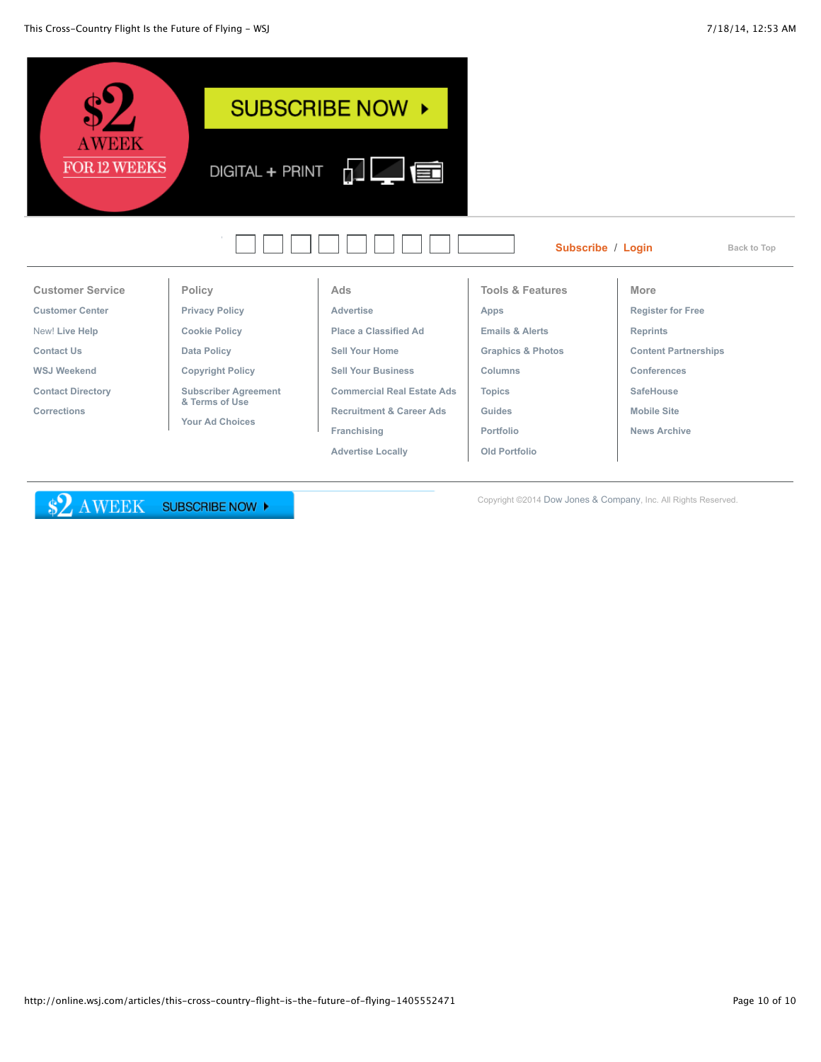$2 A WEEK FOR 12 WEEKS

SUBSCRIBE NOW

DIGITAL + PRINT

Subscribe / Login

Back to Top

**Customer Service**

- Customer Center
- New! Live Help
- Contact Us
- WSJ Weekend
- Contact Directory
- Corrections

**Policy**

- Privacy Policy
- Cookie Policy
- Data Policy
- Copyright Policy
- Subscriber Agreement & Terms of Use
- Your Ad Choices

**Ads**

- Advertise
- Place a Classified Ad
- Sell Your Home
- Sell Your Business
- Commercial Real Estate Ads
- Recruitment & Career Ads
- Franchising
- Advertise Locally

**Tools & Features**

- Apps
- Emails & Alerts
- Graphics & Photos
- Columns
- Topics
- Guides
- Portfolio
- Old Portfolio

**More**

- Register for Free
- Reprints
- Content Partnerships
- Conferences
- SafeHouse
- Mobile Site
- News Archive

$2 A WEEK SUBSCRIBE NOW

Copyright ©2014 Dow Jones & Company, Inc. All Rights Reserved.